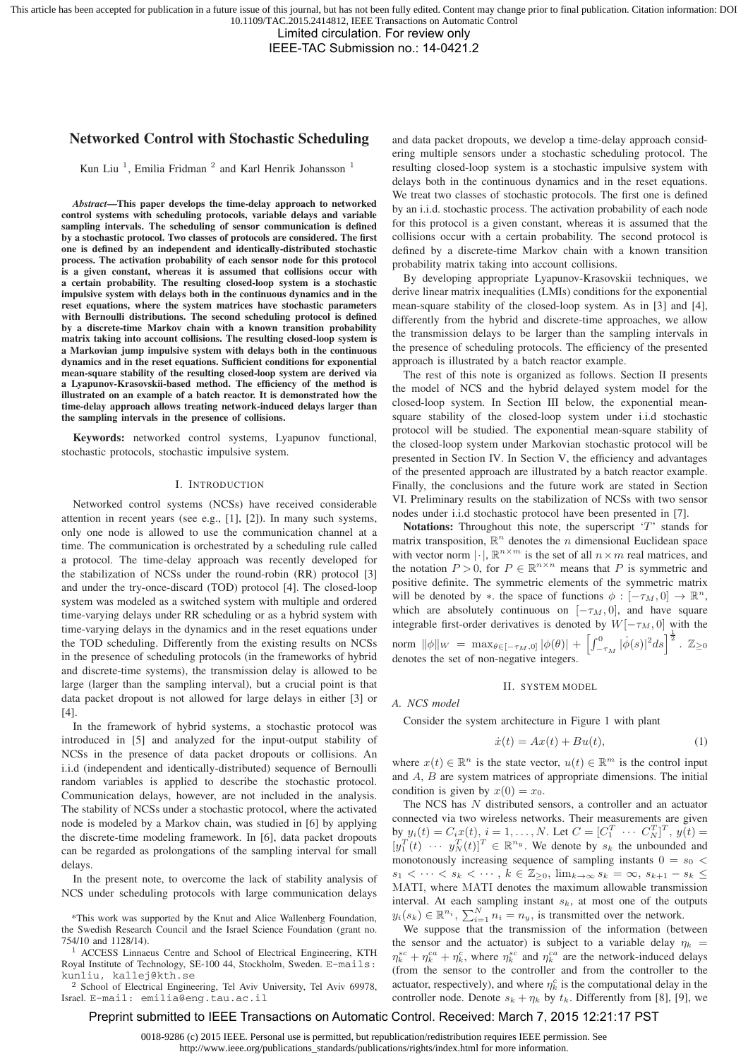# Networked Control with Stochastic Scheduling

Kun Liu [1], Emilia Fridman [2] and Karl Henrik Johansson [1]

***Abstract*—This paper develops the time-delay approach to networked control systems with scheduling protocols, variable delays and variable sampling intervals. The scheduling of sensor communication is defined by a stochastic protocol. Two classes of protocols are considered. The first one is defined by an independent and identically-distributed stochastic process. The activation probability of each sensor node for this protocol is a given constant, whereas it is assumed that collisions occur with a certain probability. The resulting closed-loop system is a stochastic impulsive system with delays both in the continuous dynamics and in the reset equations, where the system matrices have stochastic parameters with Bernoulli distributions. The second scheduling protocol is defined by a discrete-time Markov chain with a known transition probability matrix taking into account collisions. The resulting closed-loop system is a Markovian jump impulsive system with delays both in the continuous dynamics and in the reset equations. Sufficient conditions for exponential mean-square stability of the resulting closed-loop system are derived via a Lyapunov-Krasovskii-based method. The efficiency of the method is illustrated on an example of a batch reactor. It is demonstrated how the time-delay approach allows treating network-induced delays larger than the sampling intervals in the presence of collisions.**

**Keywords:** networked control systems, Lyapunov functional, stochastic protocols, stochastic impulsive system.

## I. INTRODUCTION

Networked control systems (NCSs) have received considerable attention in recent years (see e.g., [1], [2]). In many such systems, only one node is allowed to use the communication channel at a time. The communication is orchestrated by a scheduling rule called a protocol. The time-delay approach was recently developed for the stabilization of NCSs under the round-robin (RR) protocol [3] and under the try-once-discard (TOD) protocol [4]. The closed-loop system was modeled as a switched system with multiple and ordered time-varying delays under RR scheduling or as a hybrid system with time-varying delays in the dynamics and in the reset equations under the TOD scheduling. Differently from the existing results on NCSs in the presence of scheduling protocols (in the frameworks of hybrid and discrete-time systems), the transmission delay is allowed to be large (larger than the sampling interval), but a crucial point is that data packet dropout is not allowed for large delays in either [3] or [4].

In the framework of hybrid systems, a stochastic protocol was introduced in [5] and analyzed for the input-output stability of NCSs in the presence of data packet dropouts or collisions. An i.i.d (independent and identically-distributed) sequence of Bernoulli random variables is applied to describe the stochastic protocol. Communication delays, however, are not included in the analysis. The stability of NCSs under a stochastic protocol, where the activated node is modeled by a Markov chain, was studied in [6] by applying the discrete-time modeling framework. In [6], data packet dropouts can be regarded as prolongations of the sampling interval for small delays.

In the present note, to overcome the lack of stability analysis of NCS under scheduling protocols with large communication delays and data packet dropouts, we develop a time-delay approach considering multiple sensors under a stochastic scheduling protocol. The resulting closed-loop system is a stochastic impulsive system with delays both in the continuous dynamics and in the reset equations. We treat two classes of stochastic protocols. The first one is defined by an i.i.d. stochastic process. The activation probability of each node for this protocol is a given constant, whereas it is assumed that the collisions occur with a certain probability. The second protocol is defined by a discrete-time Markov chain with a known transition probability matrix taking into account collisions.

By developing appropriate Lyapunov-Krasovskii techniques, we derive linear matrix inequalities (LMIs) conditions for the exponential mean-square stability of the closed-loop system. As in [3] and [4], differently from the hybrid and discrete-time approaches, we allow the transmission delays to be larger than the sampling intervals in the presence of scheduling protocols. The efficiency of the presented approach is illustrated by a batch reactor example.

The rest of this note is organized as follows. Section II presents the model of NCS and the hybrid delayed system model for the closed-loop system. In Section III below, the exponential mean-square stability of the closed-loop system under i.i.d stochastic protocol will be studied. The exponential mean-square stability of the closed-loop system under Markovian stochastic protocol will be presented in Section IV. In Section V, the efficiency and advantages of the presented approach are illustrated by a batch reactor example. Finally, the conclusions and the future work are stated in Section VI. Preliminary results on the stabilization of NCSs with two sensor nodes under i.i.d stochastic protocol have been presented in [7].

**Notations:** Throughout this note, the superscript '$T$' stands for matrix transposition, $\mathbb{R}^n$ denotes the $n$ dimensional Euclidean space with vector norm $|\cdot|$, $\mathbb{R}^{n\times m}$ is the set of all $n \times m$ real matrices, and the notation $P > 0$, for $P \in \mathbb{R}^{n\times n}$ means that $P$ is symmetric and positive definite. The symmetric elements of the symmetric matrix will be denoted by $*$. the space of functions $\phi : [-\tau_M, 0] \to \mathbb{R}^n$, which are absolutely continuous on $[-\tau_M, 0]$, and have square integrable first-order derivatives is denoted by $W[-\tau_M, 0]$ with the norm $\|\phi\|_W = \max_{\theta\in[-\tau_M,0]} |\phi(\theta)| + \left[\int_{-\tau_M}^{0} |\dot{\phi}(s)|^2 ds\right]^{\frac{1}{2}}$. $\mathbb{Z}_{\geq 0}$ denotes the set of non-negative integers.

## II. SYSTEM MODEL

### A. NCS model

Consider the system architecture in Figure 1 with plant

$$\dot{x}(t) = Ax(t) + Bu(t), \tag{1}$$

where $x(t) \in \mathbb{R}^n$ is the state vector, $u(t) \in \mathbb{R}^m$ is the control input and $A$, $B$ are system matrices of appropriate dimensions. The initial condition is given by $x(0) = x_0$.

The NCS has $N$ distributed sensors, a controller and an actuator connected via two wireless networks. Their measurements are given by $y_i(t) = C_i x(t)$, $i = 1, \ldots, N$. Let $C = [C_1^T \ \cdots \ C_N^T]^T$, $y(t) = [y_1^T(t) \ \cdots \ y_N^T(t)]^T \in \mathbb{R}^{n_y}$. We denote by $s_k$ the unbounded and monotonously increasing sequence of sampling instants $0 = s_0 < s_1 < \cdots < s_k < \cdots$, $k \in \mathbb{Z}_{\geq 0}$, $\lim_{k\to\infty} s_k = \infty$, $s_{k+1} - s_k \leq$ MATI, where MATI denotes the maximum allowable transmission interval. At each sampling instant $s_k$, at most one of the outputs $y_i(s_k) \in \mathbb{R}^{n_i}$, $\sum_{i=1}^{N} n_i = n_y$, is transmitted over the network.

We suppose that the transmission of the information (between the sensor and the actuator) is subject to a variable delay $\eta_k = \eta_k^{sc} + \eta_k^{ca} + \eta_k^{c}$, where $\eta_k^{sc}$ and $\eta_k^{ca}$ are the network-induced delays (from the sensor to the controller and from the controller to the actuator, respectively), and where $\eta_k^{c}$ is the computational delay in the controller node. Denote $s_k + \eta_k$ by $t_k$. Differently from [8], [9], we

---

*This work was supported by the Knut and Alice Wallenberg Foundation, the Swedish Research Council and the Israel Science Foundation (grant no. 754/10 and 1128/14).

[1] ACCESS Linnaeus Centre and School of Electrical Engineering, KTH Royal Institute of Technology, SE-100 44, Stockholm, Sweden. E-mails: kunliu, kallej@kth.se

[2] School of Electrical Engineering, Tel Aviv University, Tel Aviv 69978, Israel. E-mail: emilia@eng.tau.ac.il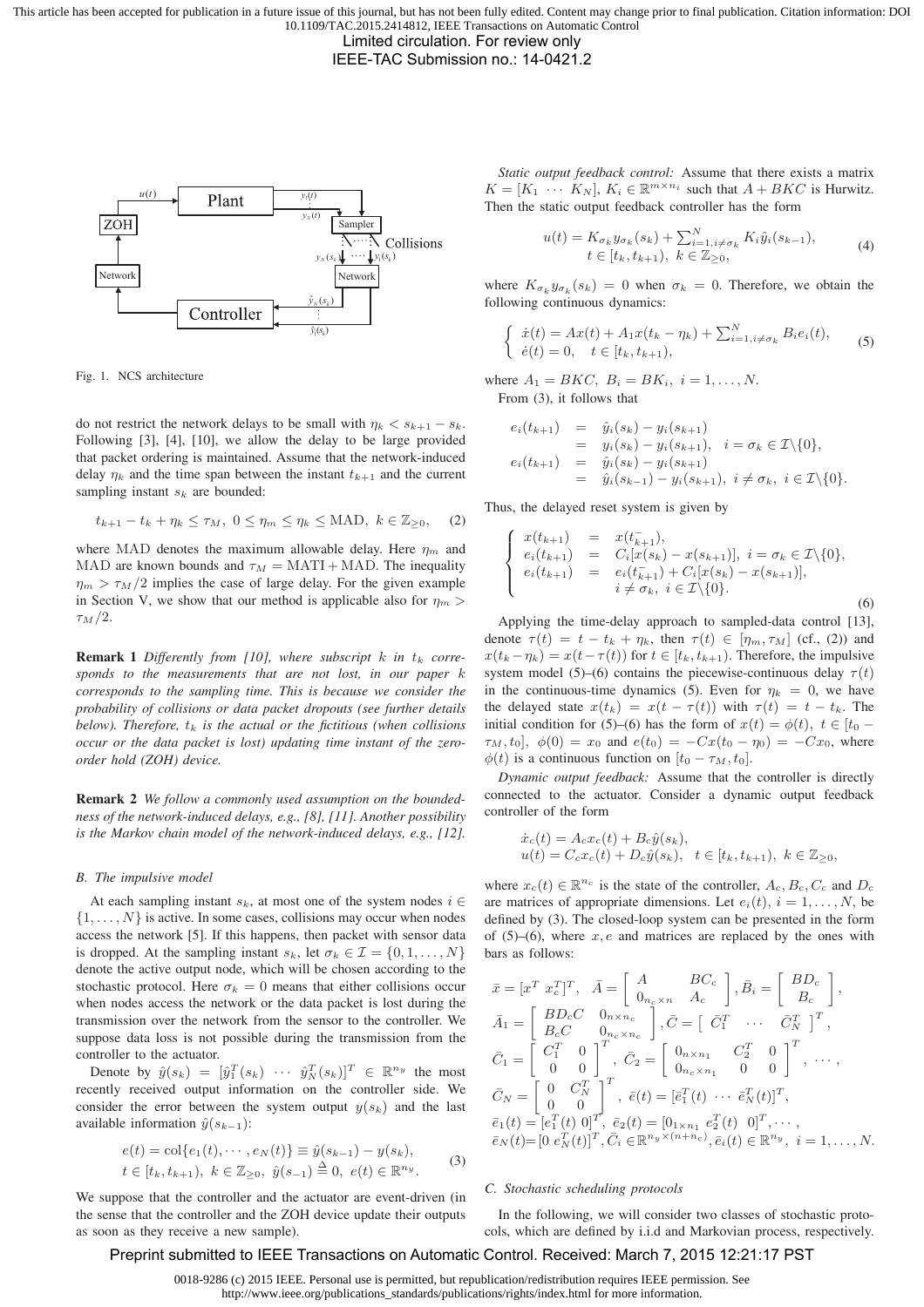Fig. 1. NCS architecture

do not restrict the network delays to be small with $\eta_k < s_{k+1} - s_k$. Following [3], [4], [10], we allow the delay to be large provided that packet ordering is maintained. Assume that the network-induced delay $\eta_k$ and the time span between the instant $t_{k+1}$ and the current sampling instant $s_k$ are bounded:

$$t_{k+1} - t_k + \eta_k \le \tau_M,\ 0 \le \eta_m \le \eta_k \le \text{MAD},\ k \in \mathbb{Z}_{\ge 0}, \quad (2)$$

where MAD denotes the maximum allowable delay. Here $\eta_m$ and MAD are known bounds and $\tau_M = \text{MATI} + \text{MAD}$. The inequality $\eta_m > \tau_M/2$ implies the case of large delay. For the given example in Section V, we show that our method is applicable also for $\eta_m > \tau_M/2$.

**Remark 1** *Differently from [10], where subscript $k$ in $t_k$ corresponds to the measurements that are not lost, in our paper $k$ corresponds to the sampling time. This is because we consider the probability of collisions or data packet dropouts (see further details below). Therefore, $t_k$ is the actual or the fictitious (when collisions occur or the data packet is lost) updating time instant of the zero-order hold (ZOH) device.*

**Remark 2** *We follow a commonly used assumption on the boundedness of the network-induced delays, e.g., [8], [11]. Another possibility is the Markov chain model of the network-induced delays, e.g., [12].*

### B. The impulsive model

At each sampling instant $s_k$, at most one of the system nodes $i \in \{1, \ldots, N\}$ is active. In some cases, collisions may occur when nodes access the network [5]. If this happens, then packet with sensor data is dropped. At the sampling instant $s_k$, let $\sigma_k \in \mathcal{I} = \{0, 1, \ldots, N\}$ denote the active output node, which will be chosen according to the stochastic protocol. Here $\sigma_k = 0$ means that either collisions occur when nodes access the network or the data packet is lost during the transmission over the network from the sensor to the controller. We suppose data loss is not possible during the transmission from the controller to the actuator.

Denote by $\hat{y}(s_k) = [\hat{y}_1^T(s_k) \ \cdots \ \hat{y}_N^T(s_k)]^T \in \mathbb{R}^{n_y}$ the most recently received output information on the controller side. We consider the error between the system output $y(s_k)$ and the last available information $\hat{y}(s_{k-1})$:

$$\begin{array}{l} e(t) = \text{col}\{e_1(t), \cdots, e_N(t)\} \equiv \hat{y}(s_{k-1}) - y(s_k), \\ t \in [t_k, t_{k+1}),\ k \in \mathbb{Z}_{\ge 0},\ \hat{y}(s_{-1}) \stackrel{\Delta}{=} 0,\ e(t) \in \mathbb{R}^{n_y}. \end{array} \quad (3)$$

We suppose that the controller and the actuator are event-driven (in the sense that the controller and the ZOH device update their outputs as soon as they receive a new sample).

*Static output feedback control:* Assume that there exists a matrix $K = [K_1 \ \cdots \ K_N]$, $K_i \in \mathbb{R}^{m \times n_i}$ such that $A + BKC$ is Hurwitz. Then the static output feedback controller has the form

$$\begin{array}{l} u(t) = K_{\sigma_k} y_{\sigma_k}(s_k) + \sum_{i=1, i \ne \sigma_k}^{N} K_i \hat{y}_i(s_{k-1}), \\ t \in [t_k, t_{k+1}),\ k \in \mathbb{Z}_{\ge 0}, \end{array} \quad (4)$$

where $K_{\sigma_k} y_{\sigma_k}(s_k) = 0$ when $\sigma_k = 0$. Therefore, we obtain the following continuous dynamics:

$$\left\{ \begin{array}{l} \dot{x}(t) = Ax(t) + A_1 x(t_k - \eta_k) + \sum_{i=1, i \ne \sigma_k}^{N} B_i e_i(t), \\ \dot{e}(t) = 0, \quad t \in [t_k, t_{k+1}), \end{array} \right. \quad (5)$$

where $A_1 = BKC$, $B_i = BK_i$, $i = 1, \ldots, N$.

From (3), it follows that

$$\begin{array}{rcl} e_i(t_{k+1}) & = & \hat{y}_i(s_k) - y_i(s_{k+1}) \\ & = & y_i(s_k) - y_i(s_{k+1}), \quad i = \sigma_k \in \mathcal{I} \backslash \{0\}, \\ e_i(t_{k+1}) & = & \hat{y}_i(s_k) - y_i(s_{k+1}) \\ & = & \hat{y}_i(s_{k-1}) - y_i(s_{k+1}),\ i \ne \sigma_k,\ i \in \mathcal{I} \backslash \{0\}. \end{array}$$

Thus, the delayed reset system is given by

$$\left\{ \begin{array}{rcl} x(t_{k+1}) & = & x(t_{k+1}^-), \\ e_i(t_{k+1}) & = & C_i[x(s_k) - x(s_{k+1})],\ i = \sigma_k \in \mathcal{I} \backslash \{0\}, \\ e_i(t_{k+1}) & = & e_i(t_{k+1}^-) + C_i[x(s_k) - x(s_{k+1})], \\ & & i \ne \sigma_k,\ i \in \mathcal{I} \backslash \{0\}. \end{array} \right. \quad (6)$$

Applying the time-delay approach to sampled-data control [13], denote $\tau(t) = t - t_k + \eta_k$, then $\tau(t) \in [\eta_m, \tau_M]$ (cf., (2)) and $x(t_k - \eta_k) = x(t - \tau(t))$ for $t \in [t_k, t_{k+1})$. Therefore, the impulsive system model (5)–(6) contains the piecewise-continuous delay $\tau(t)$ in the continuous-time dynamics (5). Even for $\eta_k = 0$, we have the delayed state $x(t_k) = x(t - \tau(t))$ with $\tau(t) = t - t_k$. The initial condition for (5)–(6) has the form of $x(t) = \phi(t)$, $t \in [t_0 - \tau_M, t_0]$, $\phi(0) = x_0$ and $e(t_0) = -Cx(t_0 - \eta_0) = -Cx_0$, where $\phi(t)$ is a continuous function on $[t_0 - \tau_M, t_0]$.

*Dynamic output feedback:* Assume that the controller is directly connected to the actuator. Consider a dynamic output feedback controller of the form

$$\begin{array}{l} \dot{x}_c(t) = A_c x_c(t) + B_c \hat{y}(s_k), \\ u(t) = C_c x_c(t) + D_c \hat{y}(s_k), \quad t \in [t_k, t_{k+1}),\ k \in \mathbb{Z}_{\ge 0}, \end{array}$$

where $x_c(t) \in \mathbb{R}^{n_c}$ is the state of the controller, $A_c, B_c, C_c$ and $D_c$ are matrices of appropriate dimensions. Let $e_i(t)$, $i = 1, \ldots, N$, be defined by (3). The closed-loop system can be presented in the form of (5)–(6), where $x, e$ and matrices are replaced by the ones with bars as follows:

$$\begin{array}{l} \bar{x} = [x^T \ x_c^T]^T, \quad \bar{A} = \left[ \begin{array}{cc} A & BC_c \\ 0_{n_c \times n} & A_c \end{array} \right], \bar{B}_i = \left[ \begin{array}{c} BD_c \\ B_c \end{array} \right], \\ \bar{A}_1 = \left[ \begin{array}{cc} BD_c C & 0_{n \times n_c} \\ B_c C & 0_{n_c \times n_c} \end{array} \right], \bar{C} = \left[ \begin{array}{ccc} \bar{C}_1^T & \cdots & \bar{C}_N^T \end{array} \right]^T, \\ \bar{C}_1 = \left[ \begin{array}{cc} C_1^T & 0 \\ 0 & 0 \end{array} \right]^T, \ \bar{C}_2 = \left[ \begin{array}{ccc} 0_{n \times n_1} & C_2^T & 0 \\ 0_{n_c \times n_1} & 0 & 0 \end{array} \right]^T, \cdots, \\ \bar{C}_N = \left[ \begin{array}{cc} 0 & C_N^T \\ 0 & 0 \end{array} \right]^T, \ \bar{e}(t) = [\bar{e}_1^T(t) \ \cdots \ \bar{e}_N^T(t)]^T, \\ \bar{e}_1(t) = [e_1^T(t) \ 0]^T, \ \bar{e}_2(t) = [0_{1 \times n_1} \ e_2^T(t) \ \ 0]^T, \cdots, \\ \bar{e}_N(t) = [0 \ e_N^T(t)]^T, \bar{C}_i \in \mathbb{R}^{n_y \times (n + n_c)}, \bar{e}_i(t) \in \mathbb{R}^{n_y},\ i = 1, \ldots, N. \end{array}$$

### C. Stochastic scheduling protocols

In the following, we will consider two classes of stochastic protocols, which are defined by i.i.d and Markovian process, respectively.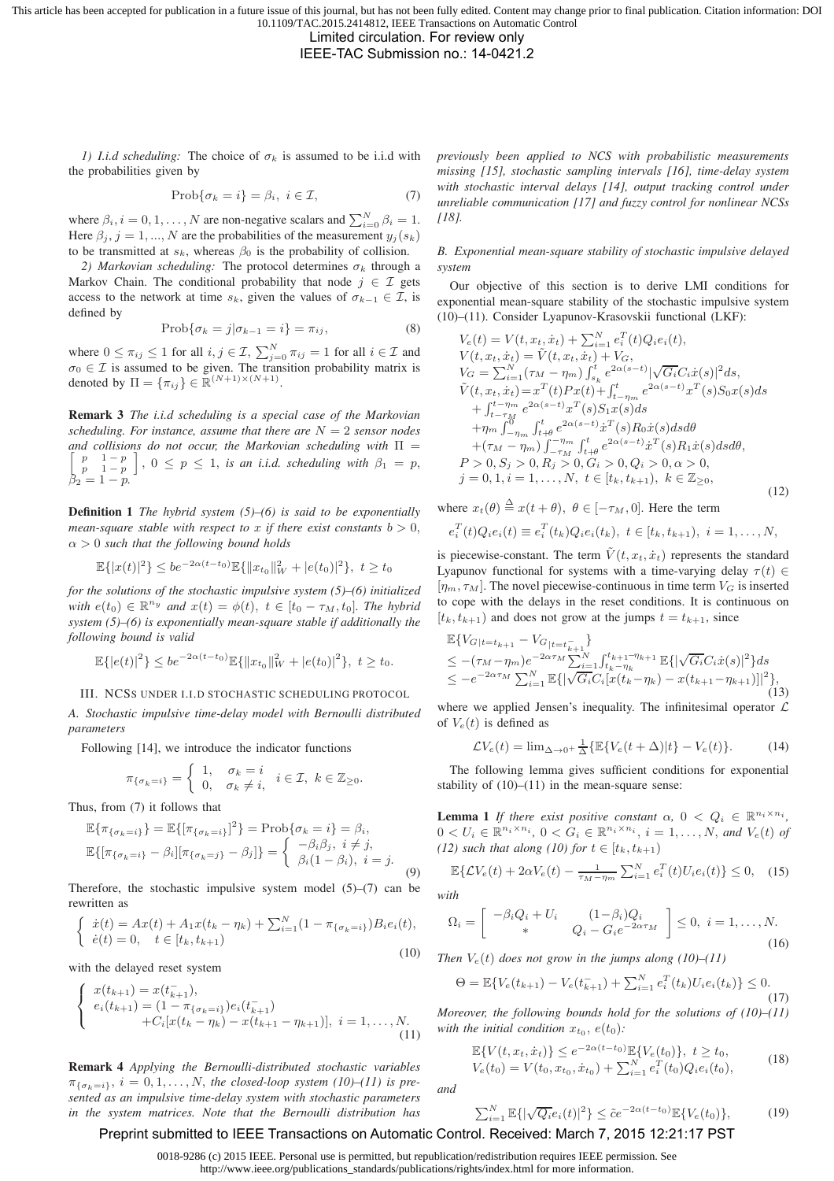*1) I.i.d scheduling:* The choice of $\sigma_k$ is assumed to be i.i.d with the probabilities given by

$$\text{Prob}\{\sigma_k = i\} = \beta_i,\ i \in \mathcal{I}, \tag{7}$$

where $\beta_i, i = 0, 1, \ldots, N$ are non-negative scalars and $\sum_{i=0}^{N} \beta_i = 1$. Here $\beta_j, j = 1, ..., N$ are the probabilities of the measurement $y_j(s_k)$ to be transmitted at $s_k$, whereas $\beta_0$ is the probability of collision.

*2) Markovian scheduling:* The protocol determines $\sigma_k$ through a Markov Chain. The conditional probability that node $j \in \mathcal{I}$ gets access to the network at time $s_k$, given the values of $\sigma_{k-1} \in \mathcal{I}$, is defined by

$$\text{Prob}\{\sigma_k = j | \sigma_{k-1} = i\} = \pi_{ij}, \tag{8}$$

where $0 \le \pi_{ij} \le 1$ for all $i, j \in \mathcal{I}$, $\sum_{j=0}^{N} \pi_{ij} = 1$ for all $i \in \mathcal{I}$ and $\sigma_0 \in \mathcal{I}$ is assumed to be given. The transition probability matrix is denoted by $\Pi = \{\pi_{ij}\} \in \mathbb{R}^{(N+1)\times(N+1)}$.

**Remark 3** *The i.i.d scheduling is a special case of the Markovian scheduling. For instance, assume that there are $N = 2$ sensor nodes and collisions do not occur, the Markovian scheduling with $\Pi = \begin{bmatrix} p & 1-p \\ p & 1-p \end{bmatrix}$, $0 \le p \le 1$, is an i.i.d. scheduling with $\beta_1 = p$, $\beta_2 = 1 - p$.*

**Definition 1** *The hybrid system (5)–(6) is said to be exponentially mean-square stable with respect to $x$ if there exist constants $b > 0$, $\alpha > 0$ such that the following bound holds*

$$\mathbb{E}\{|x(t)|^2\} \le b e^{-2\alpha(t-t_0)} \mathbb{E}\{\|x_{t_0}\|_W^2 + |e(t_0)|^2\},\ t \ge t_0$$

*for the solutions of the stochastic impulsive system (5)–(6) initialized with $e(t_0) \in \mathbb{R}^{n_y}$ and $x(t) = \phi(t)$, $t \in [t_0 - \tau_M, t_0]$. The hybrid system (5)–(6) is exponentially mean-square stable if additionally the following bound is valid*

$$\mathbb{E}\{|e(t)|^2\} \le b e^{-2\alpha(t-t_0)} \mathbb{E}\{\|x_{t_0}\|_W^2 + |e(t_0)|^2\},\ t \ge t_0.$$

## III. NCSs under i.i.d stochastic scheduling protocol

### A. Stochastic impulsive time-delay model with Bernoulli distributed parameters

Following [14], we introduce the indicator functions

$$\pi_{\{\sigma_k=i\}} = \begin{cases} 1, & \sigma_k = i \\ 0, & \sigma_k \ne i, \end{cases} \quad i \in \mathcal{I},\ k \in \mathbb{Z}_{\ge 0}.$$

Thus, from (7) it follows that

$$\begin{aligned} &\mathbb{E}\{\pi_{\{\sigma_k=i\}}\} = \mathbb{E}\{[\pi_{\{\sigma_k=i\}}]^2\} = \text{Prob}\{\sigma_k = i\} = \beta_i, \\ &\mathbb{E}\{[\pi_{\{\sigma_k=i\}} - \beta_i][\pi_{\{\sigma_k=j\}} - \beta_j]\} = \begin{cases} -\beta_i\beta_j, & i \ne j, \\ \beta_i(1-\beta_i), & i = j. \end{cases} \end{aligned} \tag{9}$$

Therefore, the stochastic impulsive system model (5)–(7) can be rewritten as

$$\begin{cases} \dot{x}(t) = Ax(t) + A_1 x(t_k - \eta_k) + \sum_{i=1}^{N}(1 - \pi_{\{\sigma_k=i\}})B_i e_i(t), \\ \dot{e}(t) = 0, \quad t \in [t_k, t_{k+1}) \end{cases} \tag{10}$$

with the delayed reset system

$$\begin{cases} x(t_{k+1}) = x(t_{k+1}^-), \\ e_i(t_{k+1}) = (1 - \pi_{\{\sigma_k=i\}})e_i(t_{k+1}^-) \\ \qquad + C_i[x(t_k - \eta_k) - x(t_{k+1} - \eta_{k+1})],\ i = 1, \ldots, N. \end{cases} \tag{11}$$

**Remark 4** *Applying the Bernoulli-distributed stochastic variables $\pi_{\{\sigma_k=i\}}$, $i = 0, 1, \ldots, N$, the closed-loop system (10)–(11) is presented as an impulsive time-delay system with stochastic parameters in the system matrices. Note that the Bernoulli distribution has previously been applied to NCS with probabilistic measurements missing [15], stochastic sampling intervals [16], time-delay system with stochastic interval delays [14], output tracking control under unreliable communication [17] and fuzzy control for nonlinear NCSs [18].*

### B. Exponential mean-square stability of stochastic impulsive delayed system

Our objective of this section is to derive LMI conditions for exponential mean-square stability of the stochastic impulsive system (10)–(11). Consider Lyapunov-Krasovskii functional (LKF):

$$\begin{aligned} &V_e(t) = V(t, x_t, \dot{x}_t) + \textstyle\sum_{i=1}^{N} e_i^T(t) Q_i e_i(t), \\ &V(t, x_t, \dot{x}_t) = \tilde{V}(t, x_t, \dot{x}_t) + V_G, \\ &V_G = \textstyle\sum_{i=1}^{N} (\tau_M - \eta_m) \int_{s_k}^{t} e^{2\alpha(s-t)} |\sqrt{G_i} C_i \dot{x}(s)|^2 ds, \\ &\tilde{V}(t, x_t, \dot{x}_t) = x^T(t) P x(t) + \int_{t-\eta_m}^{t} e^{2\alpha(s-t)} x^T(s) S_0 x(s) ds \\ &\quad + \int_{t-\tau_M}^{t-\eta_m} e^{2\alpha(s-t)} x^T(s) S_1 x(s) ds \\ &\quad + \eta_m \int_{-\eta_m}^{0} \int_{t+\theta}^{t} e^{2\alpha(s-t)} \dot{x}^T(s) R_0 \dot{x}(s) ds d\theta \\ &\quad + (\tau_M - \eta_m) \int_{-\tau_M}^{-\eta_m} \int_{t+\theta}^{t} e^{2\alpha(s-t)} \dot{x}^T(s) R_1 \dot{x}(s) ds d\theta, \\ &P > 0, S_j > 0, R_j > 0, G_i > 0, Q_i > 0, \alpha > 0, \\ &j = 0, 1, i = 1, \ldots, N,\ t \in [t_k, t_{k+1}),\ k \in \mathbb{Z}_{\ge 0}, \end{aligned} \tag{12}$$

where $x_t(\theta) \stackrel{\Delta}{=} x(t + \theta)$, $\theta \in [-\tau_M, 0]$. Here the term

$$e_i^T(t) Q_i e_i(t) \equiv e_i^T(t_k) Q_i e_i(t_k),\ t \in [t_k, t_{k+1}),\ i = 1, \ldots, N,$$

is piecewise-constant. The term $\tilde{V}(t, x_t, \dot{x}_t)$ represents the standard Lyapunov functional for systems with a time-varying delay $\tau(t) \in [\eta_m, \tau_M]$. The novel piecewise-continuous in time term $V_G$ is inserted to cope with the delays in the reset conditions. It is continuous on $[t_k, t_{k+1})$ and does not grow at the jumps $t = t_{k+1}$, since

$$\begin{aligned} &\mathbb{E}\{V_{G|t=t_{k+1}} - V_{G|t=t_{k+1}^-}\} \\ &\le -(\tau_M - \eta_m) e^{-2\alpha\tau_M} \textstyle\sum_{i=1}^{N} \int_{t_k-\eta_k}^{t_{k+1}-\eta_{k+1}} \mathbb{E}\{|\sqrt{G_i} C_i \dot{x}(s)|^2\} ds \\ &\le -e^{-2\alpha\tau_M} \textstyle\sum_{i=1}^{N} \mathbb{E}\{|\sqrt{G_i} C_i [x(t_k - \eta_k) - x(t_{k+1} - \eta_{k+1})]|^2\}, \end{aligned} \tag{13}$$

where we applied Jensen's inequality. The infinitesimal operator $\mathcal{L}$ of $V_e(t)$ is defined as

$$\mathcal{L}V_e(t) = \lim_{\Delta \to 0^+} \tfrac{1}{\Delta} \{\mathbb{E}\{V_e(t + \Delta) | t\} - V_e(t)\}. \tag{14}$$

The following lemma gives sufficient conditions for exponential stability of (10)–(11) in the mean-square sense:

**Lemma 1** *If there exist positive constant $\alpha$, $0 < Q_i \in \mathbb{R}^{n_i \times n_i}$, $0 < U_i \in \mathbb{R}^{n_i \times n_i}$, $0 < G_i \in \mathbb{R}^{n_i \times n_i}$, $i = 1, \ldots, N$, and $V_e(t)$ of (12) such that along (10) for $t \in [t_k, t_{k+1})$*

$$\mathbb{E}\{\mathcal{L}V_e(t) + 2\alpha V_e(t) - \tfrac{1}{\tau_M - \eta_m} \textstyle\sum_{i=1}^{N} e_i^T(t) U_i e_i(t)\} \le 0, \tag{15}$$

*with*

$$\Omega_i = \begin{bmatrix} -\beta_i Q_i + U_i & (1-\beta_i) Q_i \\ * & Q_i - G_i e^{-2\alpha\tau_M} \end{bmatrix} \le 0,\ i = 1, \ldots, N. \tag{16}$$

*Then $V_e(t)$ does not grow in the jumps along (10)–(11)*

$$\Theta = \mathbb{E}\{V_e(t_{k+1}) - V_e(t_{k+1}^-) + \textstyle\sum_{i=1}^{N} e_i^T(t_k) U_i e_i(t_k)\} \le 0. \tag{17}$$

*Moreover, the following bounds hold for the solutions of (10)–(11) with the initial condition $x_{t_0}$, $e(t_0)$:*

$$\begin{aligned} &\mathbb{E}\{V(t, x_t, \dot{x}_t)\} \le e^{-2\alpha(t-t_0)} \mathbb{E}\{V_e(t_0)\},\ t \ge t_0, \\ &V_e(t_0) = V(t_0, x_{t_0}, \dot{x}_{t_0}) + \textstyle\sum_{i=1}^{N} e_i^T(t_0) Q_i e_i(t_0), \end{aligned} \tag{18}$$

*and*

$$\textstyle\sum_{i=1}^{N} \mathbb{E}\{|\sqrt{Q_i} e_i(t)|^2\} \le \tilde{c} e^{-2\alpha(t-t_0)} \mathbb{E}\{V_e(t_0)\}, \tag{19}$$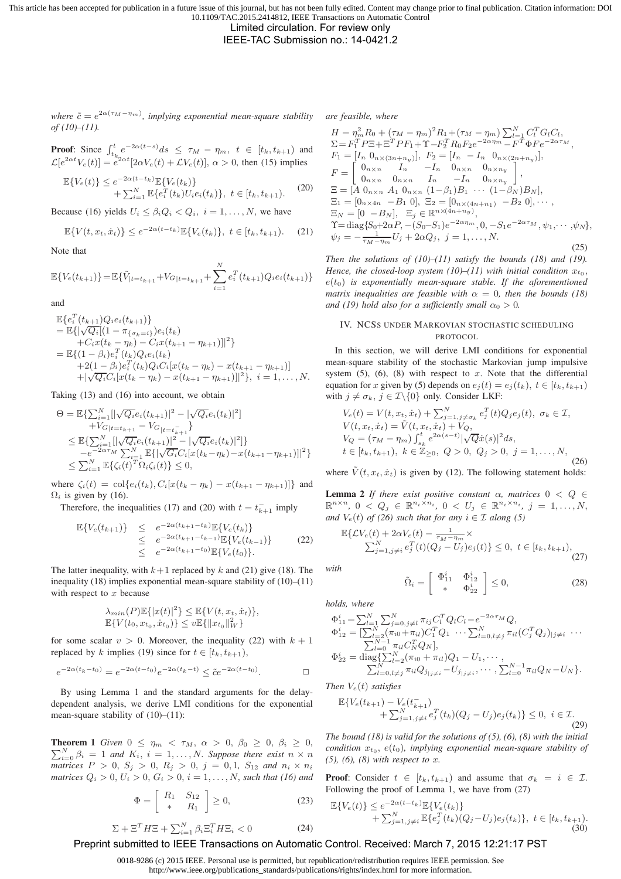*where* $\tilde{c} = e^{2\alpha(\tau_M - \eta_m)}$*, implying exponential mean-square stability of (10)–(11).*

**Proof**: Since $\int_{t_k}^{t} e^{-2\alpha(t-s)}ds \le \tau_M - \eta_m,\ t \in [t_k, t_{k+1})$ and $\mathcal{L}[e^{2\alpha t}V_e(t)] = e^{2\alpha t}[2\alpha V_e(t) + \mathcal{L}V_e(t)],\ \alpha > 0$, then (15) implies

$$
\begin{aligned}
\mathbb{E}\{V_e(t)\} \le\ & e^{-2\alpha(t-t_k)}\mathbb{E}\{V_e(t_k)\} \\
& + \textstyle\sum_{i=1}^N \mathbb{E}\{e_i^T(t_k)U_i e_i(t_k)\},\ t \in [t_k, t_{k+1}).
\end{aligned} \tag{20}
$$

Because (16) yields $U_i \le \beta_i Q_i < Q_i,\ i = 1, \dots, N$, we have

$$
\mathbb{E}\{V(t, x_t, \dot{x}_t)\} \le e^{-2\alpha(t-t_k)}\mathbb{E}\{V_e(t_k)\},\ t \in [t_k, t_{k+1}). \tag{21}
$$

Note that

$$
\mathbb{E}\{V_e(t_{k+1})\} = \mathbb{E}\{\tilde{V}_{|t=t_{k+1}} + V_{G|t=t_{k+1}} + \sum_{i=1}^N e_i^T(t_{k+1})Q_i e_i(t_{k+1})\}
$$

and

$$
\begin{aligned}
&\mathbb{E}\{e_i^T(t_{k+1})Q_i e_i(t_{k+1})\} \\
&= \mathbb{E}\{|\sqrt{Q_i}[(1 - \pi_{\{\sigma_k = i\}})e_i(t_k) \\
&\quad + C_i x(t_k - \eta_k) - C_i x(t_{k+1} - \eta_{k+1})]|^2\} \\
&= \mathbb{E}\{(1 - \beta_i)e_i^T(t_k)Q_i e_i(t_k) \\
&\quad + 2(1 - \beta_i)e_i^T(t_k)Q_i C_i[x(t_k - \eta_k) - x(t_{k+1} - \eta_{k+1})] \\
&\quad + |\sqrt{Q_i}C_i[x(t_k - \eta_k) - x(t_{k+1} - \eta_{k+1})]|^2\},\ i = 1, \dots, N.
\end{aligned}
$$

Taking (13) and (16) into account, we obtain

$$
\begin{aligned}
\Theta &= \mathbb{E}\{\textstyle\sum_{i=1}^N [|\sqrt{Q_i}e_i(t_{k+1})|^2 - |\sqrt{Q_i}e_i(t_k)|^2] \\
&\quad + V_{G|t=t_{k+1}} - V_{G|t=t_{k+1}^-}\} \\
&\le \mathbb{E}\{\textstyle\sum_{i=1}^N [|\sqrt{Q_i}e_i(t_{k+1})|^2 - |\sqrt{Q_i}e_i(t_k)|^2]\} \\
&\quad - e^{-2\alpha\tau_M}\textstyle\sum_{i=1}^N \mathbb{E}\{|\sqrt{G_i}C_i[x(t_k - \eta_k) - x(t_{k+1} - \eta_{k+1})]|^2\} \\
&\le \textstyle\sum_{i=1}^N \mathbb{E}\{\zeta_i(t)^T \Omega_i \zeta_i(t)\} \le 0,
\end{aligned}
$$

where $\zeta_i(t) = \mathrm{col}\{e_i(t_k), C_i[x(t_k - \eta_k) - x(t_{k+1} - \eta_{k+1})]\}$ and $\Omega_i$ is given by (16).

Therefore, the inequalities (17) and (20) with $t = t_{k+1}^-$ imply

$$
\begin{aligned}
\mathbb{E}\{V_e(t_{k+1})\} &\le e^{-2\alpha(t_{k+1} - t_k)}\mathbb{E}\{V_e(t_k)\} \\
&\le e^{-2\alpha(t_{k+1} - t_{k-1})}\mathbb{E}\{V_e(t_{k-1})\} \\
&\le e^{-2\alpha(t_{k+1} - t_0)}\mathbb{E}\{V_e(t_0)\}.
\end{aligned} \tag{22}
$$

The latter inequality, with $k+1$ replaced by $k$ and (21) give (18). The inequality (18) implies exponential mean-square stability of (10)–(11) with respect to $x$ because

$$
\begin{aligned}
&\lambda_{min}(P)\mathbb{E}\{|x(t)|^2\} \le \mathbb{E}\{V(t, x_t, \dot{x}_t)\}, \\
&\mathbb{E}\{V(t_0, x_{t_0}, \dot{x}_{t_0})\} \le \upsilon\mathbb{E}\{\|x_{t_0}\|_W^2\}
\end{aligned}
$$

for some scalar $\upsilon > 0$. Moreover, the inequality (22) with $k+1$ replaced by $k$ implies (19) since for $t \in [t_k, t_{k+1})$,

$$
e^{-2\alpha(t_k - t_0)} = e^{-2\alpha(t - t_0)}e^{-2\alpha(t_k - t)} \le \tilde{c}e^{-2\alpha(t - t_0)}. \qquad \square
$$

By using Lemma 1 and the standard arguments for the delay-dependent analysis, we derive LMI conditions for the exponential mean-square stability of (10)–(11):

**Theorem 1** *Given* $0 \le \eta_m < \tau_M,\ \alpha > 0,\ \beta_0 \ge 0,\ \beta_i \ge 0,\ \sum_{i=0}^N \beta_i = 1$ *and* $K_i,\ i = 1, \dots, N$*. Suppose there exist* $n \times n$ *matrices* $P > 0,\ S_j > 0,\ R_j > 0,\ j = 0, 1,\ S_{12}$ *and* $n_i \times n_i$ *matrices* $Q_i > 0,\ U_i > 0,\ G_i > 0,\ i = 1, \dots, N$*, such that (16) and*

$$
\Phi = \begin{bmatrix} R_1 & S_{12} \\ * & R_1 \end{bmatrix} \ge 0, \tag{23}
$$

$$
\Sigma + \Xi^T H \Xi + \textstyle\sum_{i=1}^N \beta_i \Xi_i^T H \Xi_i < 0 \tag{24}
$$

*are feasible, where*

$$
\begin{aligned}
&H = \eta_m^2 R_0 + (\tau_M - \eta_m)^2 R_1 + (\tau_M - \eta_m)\textstyle\sum_{l=1}^N C_l^T G_l C_l, \\
&\Sigma = F_1^T P \Xi + \Xi^T P F_1 + \Upsilon - F_2^T R_0 F_2 e^{-2\alpha\eta_m} - F^T \Phi F e^{-2\alpha\tau_M}, \\
&F_1 = [I_n\ 0_{n\times(3n+n_y)}],\ F_2 = [I_n\ -I_n\ 0_{n\times(2n+n_y)}], \\
&F = \begin{bmatrix} 0_{n\times n} & I_n & -I_n & 0_{n\times n} & 0_{n\times n_y} \\ 0_{n\times n} & 0_{n\times n} & I_n & -I_n & 0_{n\times n_y} \end{bmatrix}, \\
&\Xi = [A\ 0_{n\times n}\ A_1\ 0_{n\times n}\ (1-\beta_1)B_1\ \cdots\ (1-\beta_N)B_N], \\
&\Xi_1 = [0_{n\times 4n}\ -B_1\ 0],\ \Xi_2 = [0_{n\times(4n+n_1)}\ -B_2\ 0], \cdots, \\
&\Xi_N = [0\ -B_N],\ \ \Xi_j \in \mathbb{R}^{n\times(4n+n_y)}, \\
&\Upsilon = \mathrm{diag}\{S_0 + 2\alpha P, -(S_0 - S_1)e^{-2\alpha\eta_m}, 0, -S_1 e^{-2\alpha\tau_M}, \psi_1, \cdots, \psi_N\}, \\
&\psi_j = -\tfrac{1}{\tau_M - \eta_m}U_j + 2\alpha Q_j,\ j = 1, \dots, N.
\end{aligned} \tag{25}
$$

*Then the solutions of (10)–(11) satisfy the bounds (18) and (19). Hence, the closed-loop system (10)–(11) with initial condition* $x_{t_0}$*,* $e(t_0)$ *is exponentially mean-square stable. If the aforementioned matrix inequalities are feasible with* $\alpha = 0$*, then the bounds (18) and (19) hold also for a sufficiently small* $\alpha_0 > 0$*.*

## IV. NCSs under Markovian stochastic scheduling protocol

In this section, we will derive LMI conditions for exponential mean-square stability of the stochastic Markovian jump impulsive system (5), (6), (8) with respect to $x$. Note that the differential equation for $x$ given by (5) depends on $e_j(t) = e_j(t_k),\ t \in [t_k, t_{k+1})$ with $j \ne \sigma_k,\ j \in \mathcal{I}\backslash\{0\}$ only. Consider LKF:

$$
\begin{aligned}
&V_e(t) = V(t, x_t, \dot{x}_t) + \textstyle\sum_{j=1, j\ne\sigma_k}^N e_j^T(t)Q_j e_j(t),\ \sigma_k \in \mathcal{I}, \\
&V(t, x_t, \dot{x}_t) = \tilde{V}(t, x_t, \dot{x}_t) + V_Q, \\
&V_Q = (\tau_M - \eta_m)\int_{s_k}^t e^{2\alpha(s-t)}|\sqrt{Q}\dot{x}(s)|^2 ds, \\
&t \in [t_k, t_{k+1}),\ k \in \mathbb{Z}_{\ge 0},\ Q > 0,\ Q_j > 0,\ j = 1, \dots, N,
\end{aligned} \tag{26}
$$

where $\tilde{V}(t, x_t, \dot{x}_t)$ is given by (12). The following statement holds:

**Lemma 2** *If there exist positive constant* $\alpha$*, matrices* $0 < Q \in \mathbb{R}^{n\times n},\ 0 < Q_j \in \mathbb{R}^{n_j\times n_j},\ 0 < U_j \in \mathbb{R}^{n_j\times n_j},\ j = 1, \dots, N$*, and* $V_e(t)$ *of (26) such that for any* $i \in \mathcal{I}$ *along (5)*

$$
\begin{aligned}
&\mathbb{E}\{\mathcal{L}V_e(t) + 2\alpha V_e(t) - \tfrac{1}{\tau_M - \eta_m}\times \\
&\textstyle\sum_{j=1, j\ne i}^N e_j^T(t)(Q_j - U_j)e_j(t)\} \le 0,\ t \in [t_k, t_{k+1}),
\end{aligned} \tag{27}
$$

*with*

$$
\tilde{\Omega}_i = \begin{bmatrix} \Phi_{11}^i & \Phi_{12}^i \\ * & \Phi_{22}^i \end{bmatrix} \le 0, \tag{28}
$$

*holds, where*

$$
\begin{aligned}
&\Phi_{11}^i = \textstyle\sum_{l=1}^N \sum_{j=0, j\ne l}^N \pi_{ij} C_l^T Q_l C_l - e^{-2\alpha\tau_M}Q, \\
&\Phi_{12}^i = [\textstyle\sum_{l=2}^N (\pi_{i0} + \pi_{il})C_1^T Q_1\ \cdots \sum_{l=0, l\ne j}^N \pi_{il}(C_j^T Q_j)_{|j\ne i}\ \cdots \\
&\qquad \textstyle\sum_{l=0}^{N-1} \pi_{il} C_N^T Q_N], \\
&\Phi_{22}^i = \mathrm{diag}\{\textstyle\sum_{l=2}^N (\pi_{i0} + \pi_{il})Q_1 - U_1, \cdots, \\
&\qquad \textstyle\sum_{l=0, l\ne j}^N \pi_{il} Q_{j_{|j\ne i}} - U_{j_{|j\ne i}}, \cdots, \sum_{l=0}^{N-1} \pi_{il} Q_N - U_N\}.
\end{aligned}
$$

*Then* $V_e(t)$ *satisfies*

$$
\begin{aligned}
&\mathbb{E}\{V_e(t_{k+1}) - V_e(t_{k+1}^-) \\
&\quad + \textstyle\sum_{j=1, j\ne i}^N e_j^T(t_k)(Q_j - U_j)e_j(t_k)\} \le 0,\ i \in \mathcal{I}.
\end{aligned} \tag{29}
$$

*The bound (18) is valid for the solutions of (5), (6), (8) with the initial condition* $x_{t_0}$*,* $e(t_0)$*, implying exponential mean-square stability of (5), (6), (8) with respect to* $x$*.*

**Proof**: Consider $t \in [t_k, t_{k+1})$ and assume that $\sigma_k = i \in \mathcal{I}$. Following the proof of Lemma 1, we have from (27)

$$
\begin{aligned}
\mathbb{E}\{V_e(t)\} \le\ & e^{-2\alpha(t-t_k)}\mathbb{E}\{V_e(t_k)\} \\
& + \textstyle\sum_{j=1, j\ne i}^N \mathbb{E}\{e_j^T(t_k)(Q_j - U_j)e_j(t_k)\},\ t \in [t_k, t_{k+1}).
\end{aligned} \tag{30}
$$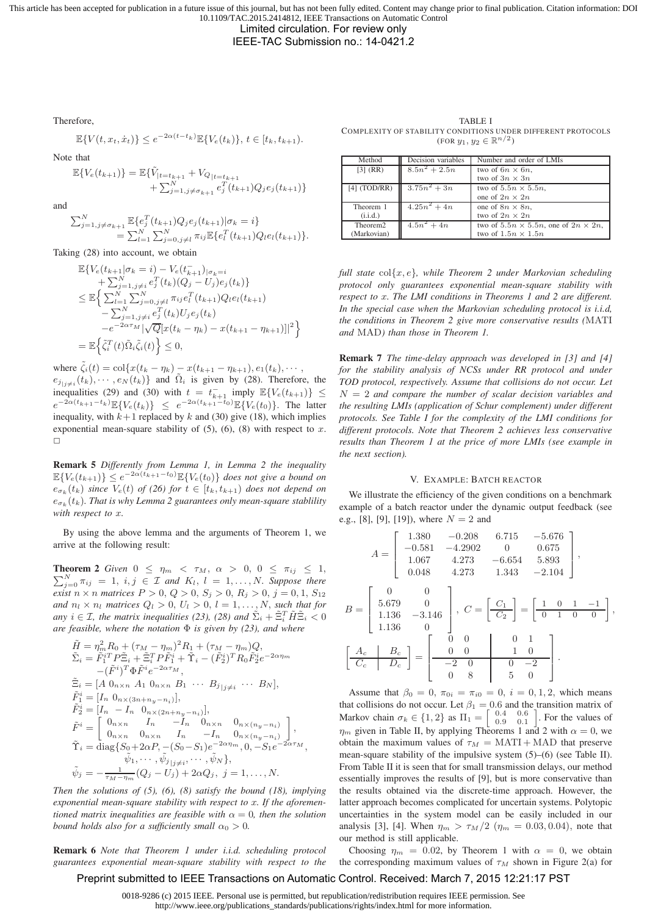Therefore,

$$\mathbb{E}\{V(t, x_t, \dot{x}_t)\} \le e^{-2\alpha(t-t_k)}\mathbb{E}\{V_e(t_k)\},\ t \in [t_k, t_{k+1}).$$

Note that

$$\mathbb{E}\{V_e(t_{k+1})\} = \mathbb{E}\{\tilde{V}_{|t=t_{k+1}} + V_{Q|t=t_{k+1}} + \textstyle\sum_{j=1, j\neq\sigma_{k+1}}^N e_j^T(t_{k+1})Q_j e_j(t_{k+1})\}$$

and

$$\textstyle\sum_{j=1, j\neq\sigma_{k+1}}^N \mathbb{E}\{e_j^T(t_{k+1})Q_j e_j(t_{k+1})|\sigma_k = i\} = \sum_{l=1}^N \sum_{j=0, j\neq l}^N \pi_{ij}\mathbb{E}\{e_l^T(t_{k+1})Q_l e_l(t_{k+1})\}.$$

Taking (28) into account, we obtain

$$\begin{aligned}
&\mathbb{E}\{V_e(t_{k+1}|\sigma_k = i) - V_e(t_{k+1}^-)_{|\sigma_k=i} \\
&\quad + \textstyle\sum_{j=1, j\neq i}^N e_j^T(t_k)(Q_j - U_j)e_j(t_k)\} \\
&\le \mathbb{E}\Big\{\textstyle\sum_{l=1}^N \sum_{j=0, j\neq l}^N \pi_{ij}e_l^T(t_{k+1})Q_l e_l(t_{k+1}) \\
&\quad - \textstyle\sum_{j=1, j\neq i}^N e_j^T(t_k)U_j e_j(t_k) \\
&\quad - e^{-2\alpha\tau_M}|\sqrt{Q}[x(t_k - \eta_k) - x(t_{k+1} - \eta_{k+1})]|^2\Big\} \\
&= \mathbb{E}\Big\{\tilde{\zeta}_i^T(t)\tilde{\Omega}_i\tilde{\zeta}_i(t)\Big\} \le 0,
\end{aligned}$$

where $\tilde{\zeta}_i(t) = \text{col}\{x(t_k - \eta_k) - x(t_{k+1} - \eta_{k+1}), e_1(t_k), \cdots, e_{j_{|j\neq i}}(t_k), \cdots, e_N(t_k)\}$ and $\tilde{\Omega}_i$ is given by (28). Therefore, the inequalities (29) and (30) with $t = t_{k+1}^-$ imply $\mathbb{E}\{V_e(t_{k+1})\} \le e^{-2\alpha(t_{k+1}-t_k)}\mathbb{E}\{V_e(t_k)\} \le e^{-2\alpha(t_{k+1}-t_0)}\mathbb{E}\{V_e(t_0)\}$. The latter inequality, with $k+1$ replaced by $k$ and (30) give (18), which implies exponential mean-square stability of (5), (6), (8) with respect to $x$. □

**Remark 5** *Differently from Lemma 1, in Lemma 2 the inequality $\mathbb{E}\{V_e(t_{k+1})\} \le e^{-2\alpha(t_{k+1}-t_0)}\mathbb{E}\{V_e(t_0)\}$ does not give a bound on $e_{\sigma_k}(t_k)$ since $V_e(t)$ of (26) for $t \in [t_k, t_{k+1})$ does not depend on $e_{\sigma_k}(t_k)$. That is why Lemma 2 guarantees only mean-square stablility with respect to $x$.*

By using the above lemma and the arguments of Theorem 1, we arrive at the following result:

**Theorem 2** *Given $0 \le \eta_m < \tau_M$, $\alpha > 0$, $0 \le \pi_{ij} \le 1$, $\sum_{j=0}^N \pi_{ij} = 1$, $i, j \in \mathcal{I}$ and $K_l$, $l = 1, \ldots, N$. Suppose there exist $n \times n$ matrices $P > 0$, $Q > 0$, $S_j > 0$, $R_j > 0$, $j = 0, 1$, $S_{12}$ and $n_l \times n_l$ matrices $Q_l > 0$, $U_l > 0$, $l = 1, \ldots, N$, such that for any $i \in \mathcal{I}$, the matrix inequalities (27), (28) and $\tilde{\Sigma}_i + \tilde{\Xi}_i^T\tilde{H}\tilde{\Xi}_i < 0$ are feasible, where the notation $\Phi$ is given by (23), and where*

$$\begin{aligned}
&\tilde{H} = \eta_m^2 R_0 + (\tau_M - \eta_m)^2 R_1 + (\tau_M - \eta_m)Q, \\
&\tilde{\Sigma}_i = \tilde{F}_1^{iT}P\tilde{\Xi}_i + \tilde{\Xi}_i^T P\tilde{F}_1^i + \tilde{\Upsilon}_i - (\tilde{F}_2^i)^T R_0\tilde{F}_2^i e^{-2\alpha\eta_m} \\
&\quad -(\tilde{F}^i)^T\Phi\tilde{F}^i e^{-2\alpha\tau_M}, \\
&\tilde{\Xi}_i = [A\ 0_{n\times n}\ A_1\ 0_{n\times n}\ B_1\ \cdots\ B_{j_{|j\neq i}}\ \cdots\ B_N], \\
&\tilde{F}_1^i = [I_n\ 0_{n\times(3n+n_y-n_i)}], \\
&\tilde{F}_2^i = [I_n\ -I_n\ 0_{n\times(2n+n_y-n_i)}], \\
&\tilde{F}^i = \begin{bmatrix} 0_{n\times n} & I_n & -I_n & 0_{n\times n} & 0_{n\times(n_y-n_i)} \\ 0_{n\times n} & 0_{n\times n} & I_n & -I_n & 0_{n\times(n_y-n_i)} \end{bmatrix}, \\
&\tilde{\Upsilon}_i = \text{diag}\{S_0 + 2\alpha P, -(S_0 - S_1)e^{-2\alpha\eta_m}, 0, -S_1 e^{-2\alpha\tau_M}, \\
&\quad \tilde{\psi}_1, \cdots, \tilde{\psi}_{j_{|j\neq i}}, \cdots, \tilde{\psi}_N\}, \\
&\tilde{\psi}_j = -\frac{1}{\tau_M - \eta_m}(Q_j - U_j) + 2\alpha Q_j,\ j = 1, \ldots, N.
\end{aligned}$$

*Then the solutions of (5), (6), (8) satisfy the bound (18), implying exponential mean-square stability with respect to $x$. If the aforementioned matrix inequalities are feasible with $\alpha = 0$, then the solution bound holds also for a sufficiently small $\alpha_0 > 0$.*

**Remark 6** *Note that Theorem 1 under i.i.d. scheduling protocol guarantees exponential mean-square stability with respect to the full state $\text{col}\{x, e\}$, while Theorem 2 under Markovian scheduling protocol only guarantees exponential mean-square stability with respect to $x$. The LMI conditions in Theorems 1 and 2 are different. In the special case when the Markovian scheduling protocol is i.i.d, the conditions in Theorem 2 give more conservative results (*MATI *and* MAD*) than those in Theorem 1.*

**Remark 7** *The time-delay approach was developed in [3] and [4] for the stability analysis of NCSs under RR protocol and under TOD protocol, respectively. Assume that collisions do not occur. Let $N = 2$ and compare the number of scalar decision variables and the resulting LMIs (application of Schur complement) under different protocols. See Table I for the complexity of the LMI conditions for different protocols. Note that Theorem 2 achieves less conservative results than Theorem 1 at the price of more LMIs (see example in the next section).*

TABLE I
COMPLEXITY OF STABILITY CONDITIONS UNDER DIFFERENT PROTOCOLS (FOR $y_1, y_2 \in \mathbb{R}^{n/2}$)

| Method | Decision variables | Number and order of LMIs |
|---|---|---|
| [3] (RR) | $8.5n^2 + 2.5n$ | two of $6n \times 6n$, two of $3n \times 3n$ |
| [4] (TOD/RR) | $3.75n^2 + 3n$ | two of $5.5n \times 5.5n$, one of $2n \times 2n$ |
| Theorem 1 (i.i.d.) | $4.25n^2 + 4n$ | one of $8n \times 8n$, two of $2n \times 2n$ |
| Theorem2 (Markovian) | $4.5n^2 + 4n$ | two of $5.5n \times 5.5n$, one of $2n \times 2n$, two of $1.5n \times 1.5n$ |

## V. EXAMPLE: BATCH REACTOR

We illustrate the efficiency of the given conditions on a benchmark example of a batch reactor under the dynamic output feedback (see e.g., [8], [9], [19]), where $N = 2$ and

$$A = \begin{bmatrix} 1.380 & -0.208 & 6.715 & -5.676 \\ -0.581 & -4.2902 & 0 & 0.675 \\ 1.067 & 4.273 & -6.654 & 5.893 \\ 0.048 & 4.273 & 1.343 & -2.104 \end{bmatrix},$$

$$B = \begin{bmatrix} 0 & 0 \\ 5.679 & 0 \\ 1.136 & -3.146 \\ 1.136 & 0 \end{bmatrix},\ C = \begin{bmatrix} C_1 \\ \hline C_2 \end{bmatrix} = \begin{bmatrix} 1 & 0 & 1 & -1 \\ \hline 0 & 1 & 0 & 0 \end{bmatrix},$$

$$\left[\begin{array}{c|c} A_c & B_c \\ \hline C_c & D_c \end{array}\right] = \left[\begin{array}{cc|cc} 0 & 0 & 0 & 1 \\ 0 & 0 & 1 & 0 \\ \hline -2 & 0 & 0 & -2 \\ 0 & 8 & 5 & 0 \end{array}\right].$$

Assume that $\beta_0 = 0$, $\pi_{0i} = \pi_{i0} = 0$, $i = 0, 1, 2$, which means that collisions do not occur. Let $\beta_1 = 0.6$ and the transition matrix of Markov chain $\sigma_k \in \{1, 2\}$ as $\Pi_1 = \begin{bmatrix} 0.4 & 0.6 \\ 0.9 & 0.1 \end{bmatrix}$. For the values of $\eta_m$ given in Table II, by applying Theorems 1 and 2 with $\alpha = 0$, we obtain the maximum values of $\tau_M = \text{MATI} + \text{MAD}$ that preserve mean-square stability of the impulsive system (5)–(6) (see Table II). From Table II it is seen that for small transmission delays, our method essentially improves the results of [9], but is more conservative than the results obtained via the discrete-time approach. However, the latter approach becomes complicated for uncertain systems. Polytopic uncertainties in the system model can be easily included in our analysis [3], [4]. When $\eta_m > \tau_M/2$ ($\eta_m = 0.03, 0.04$), note that our method is still applicable.

Choosing $\eta_m = 0.02$, by Theorem 1 with $\alpha = 0$, we obtain the corresponding maximum values of $\tau_M$ shown in Figure 2(a) for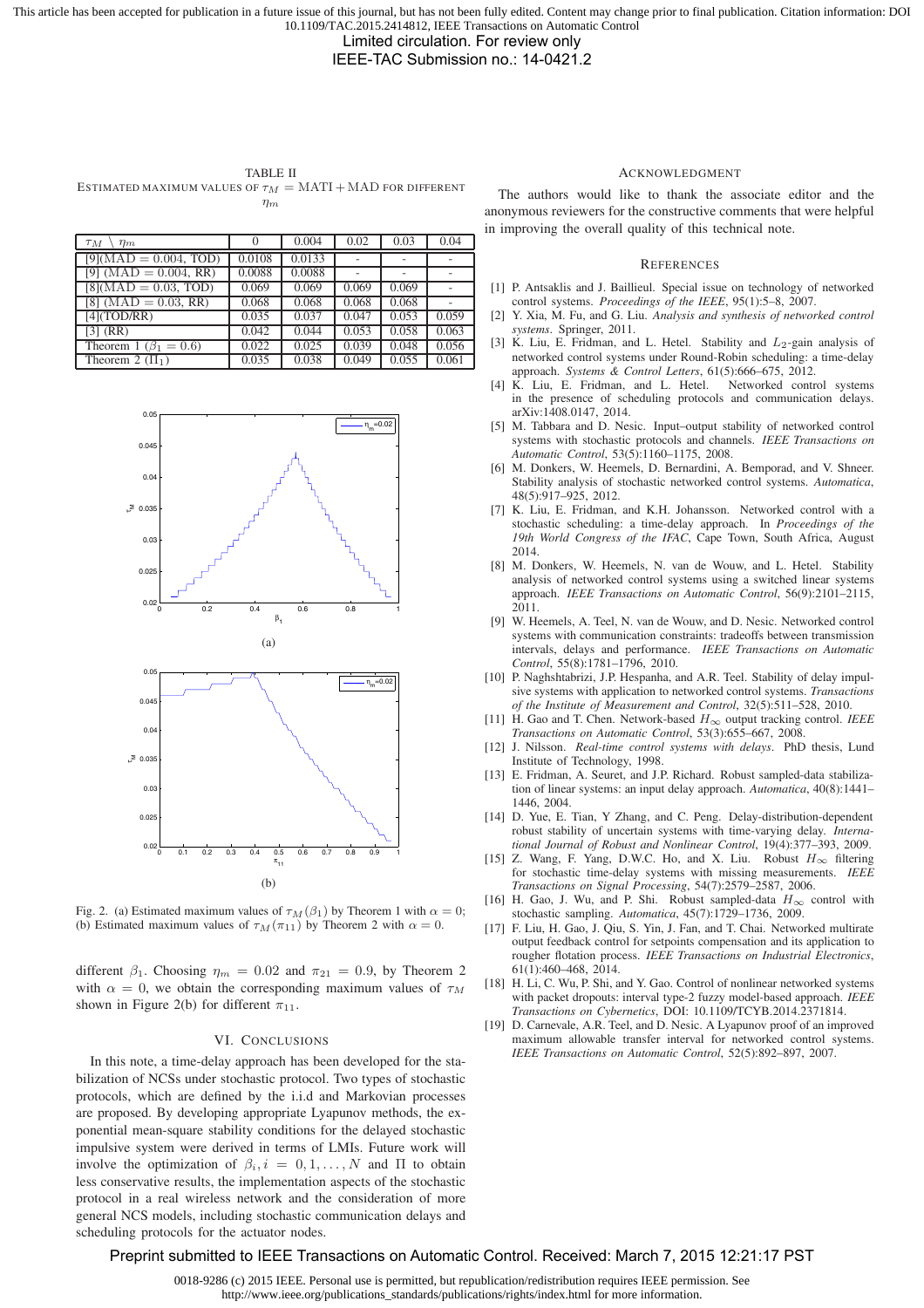TABLE II
ESTIMATED MAXIMUM VALUES OF $\tau_M = \text{MATI} + \text{MAD}$ FOR DIFFERENT $\eta_m$

| $\tau_M \setminus \eta_m$ | 0 | 0.004 | 0.02 | 0.03 | 0.04 |
|---|---|---|---|---|---|
| [9](MAD = 0.004, TOD) | 0.0108 | 0.0133 | - | - | - |
| [9] (MAD = 0.004, RR) | 0.0088 | 0.0088 | - | - | - |
| [8](MAD = 0.03, TOD) | 0.069 | 0.069 | 0.069 | 0.069 | - |
| [8] (MAD = 0.03, RR) | 0.068 | 0.068 | 0.068 | 0.068 | - |
| [4](TOD/RR) | 0.035 | 0.037 | 0.047 | 0.053 | 0.059 |
| [3] (RR) | 0.042 | 0.044 | 0.053 | 0.058 | 0.063 |
| Theorem 1 ($\beta_1 = 0.6$) | 0.022 | 0.025 | 0.039 | 0.048 | 0.056 |
| Theorem 2 ($\Pi_1$) | 0.035 | 0.038 | 0.049 | 0.055 | 0.061 |

η_m=0.02
0.05
0.045
0.04
0.035
0.03
0.025
0.02
τ_M
0 0.2 0.4 0.6 0.8 1
β_1

(a)

η_m=0.02
0.05
0.045
0.04
0.035
0.03
0.025
0.02
τ_M
0 0.1 0.2 0.3 0.4 0.5 0.6 0.7 0.8 0.9 1
π_11

(b)

Fig. 2. (a) Estimated maximum values of $\tau_M(\beta_1)$ by Theorem 1 with $\alpha = 0$; (b) Estimated maximum values of $\tau_M(\pi_{11})$ by Theorem 2 with $\alpha = 0$.

different $\beta_1$. Choosing $\eta_m = 0.02$ and $\pi_{21} = 0.9$, by Theorem 2 with $\alpha = 0$, we obtain the corresponding maximum values of $\tau_M$ shown in Figure 2(b) for different $\pi_{11}$.

## VI. CONCLUSIONS

In this note, a time-delay approach has been developed for the stabilization of NCSs under stochastic protocol. Two types of stochastic protocols, which are defined by the i.i.d and Markovian processes are proposed. By developing appropriate Lyapunov methods, the exponential mean-square stability conditions for the delayed stochastic impulsive system were derived in terms of LMIs. Future work will involve the optimization of $\beta_i, i = 0, 1, \ldots, N$ and $\Pi$ to obtain less conservative results, the implementation aspects of the stochastic protocol in a real wireless network and the consideration of more general NCS models, including stochastic communication delays and scheduling protocols for the actuator nodes.

## ACKNOWLEDGMENT

The authors would like to thank the associate editor and the anonymous reviewers for the constructive comments that were helpful in improving the overall quality of this technical note.

## REFERENCES

[1] P. Antsaklis and J. Baillieul. Special issue on technology of networked control systems. *Proceedings of the IEEE*, 95(1):5–8, 2007.

[2] Y. Xia, M. Fu, and G. Liu. *Analysis and synthesis of networked control systems*. Springer, 2011.

[3] K. Liu, E. Fridman, and L. Hetel. Stability and $L_2$-gain analysis of networked control systems under Round-Robin scheduling: a time-delay approach. *Systems & Control Letters*, 61(5):666–675, 2012.

[4] K. Liu, E. Fridman, and L. Hetel. Networked control systems in the presence of scheduling protocols and communication delays. arXiv:1408.0147, 2014.

[5] M. Tabbara and D. Nesic. Input–output stability of networked control systems with stochastic protocols and channels. *IEEE Transactions on Automatic Control*, 53(5):1160–1175, 2008.

[6] M. Donkers, W. Heemels, D. Bernardini, A. Bemporad, and V. Shneer. Stability analysis of stochastic networked control systems. *Automatica*, 48(5):917–925, 2012.

[7] K. Liu, E. Fridman, and K.H. Johansson. Networked control with a stochastic scheduling: a time-delay approach. In *Proceedings of the 19th World Congress of the IFAC*, Cape Town, South Africa, August 2014.

[8] M. Donkers, W. Heemels, N. van de Wouw, and L. Hetel. Stability analysis of networked control systems using a switched linear systems approach. *IEEE Transactions on Automatic Control*, 56(9):2101–2115, 2011.

[9] W. Heemels, A. Teel, N. van de Wouw, and D. Nesic. Networked control systems with communication constraints: tradeoffs between transmission intervals, delays and performance. *IEEE Transactions on Automatic Control*, 55(8):1781–1796, 2010.

[10] P. Naghshtabrizi, J.P. Hespanha, and A.R. Teel. Stability of delay impulsive systems with application to networked control systems. *Transactions of the Institute of Measurement and Control*, 32(5):511–528, 2010.

[11] H. Gao and T. Chen. Network-based $H_\infty$ output tracking control. *IEEE Transactions on Automatic Control*, 53(3):655–667, 2008.

[12] J. Nilsson. *Real-time control systems with delays*. PhD thesis, Lund Institute of Technology, 1998.

[13] E. Fridman, A. Seuret, and J.P. Richard. Robust sampled-data stabilization of linear systems: an input delay approach. *Automatica*, 40(8):1441–1446, 2004.

[14] D. Yue, E. Tian, Y Zhang, and C. Peng. Delay-distribution-dependent robust stability of uncertain systems with time-varying delay. *International Journal of Robust and Nonlinear Control*, 19(4):377–393, 2009.

[15] Z. Wang, F. Yang, D.W.C. Ho, and X. Liu. Robust $H_\infty$ filtering for stochastic time-delay systems with missing measurements. *IEEE Transactions on Signal Processing*, 54(7):2579–2587, 2006.

[16] H. Gao, J. Wu, and P. Shi. Robust sampled-data $H_\infty$ control with stochastic sampling. *Automatica*, 45(7):1729–1736, 2009.

[17] F. Liu, H. Gao, J. Qiu, S. Yin, J. Fan, and T. Chai. Networked multirate output feedback control for setpoints compensation and its application to rougher flotation process. *IEEE Transactions on Industrial Electronics*, 61(1):460–468, 2014.

[18] H. Li, C. Wu, P. Shi, and Y. Gao. Control of nonlinear networked systems with packet dropouts: interval type-2 fuzzy model-based approach. *IEEE Transactions on Cybernetics*, DOI: 10.1109/TCYB.2014.2371814.

[19] D. Carnevale, A.R. Teel, and D. Nesic. A Lyapunov proof of an improved maximum allowable transfer interval for networked control systems. *IEEE Transactions on Automatic Control*, 52(5):892–897, 2007.